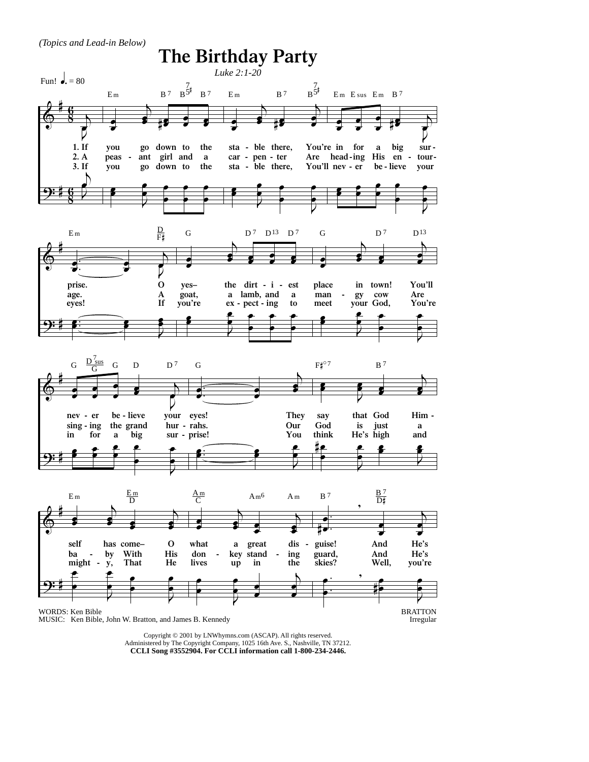*(Topics and Lead-in Below)*

# The Birthday Party

*Luke 2:1-20*

Fun! ♩. = 80

1. If you go down to the stable there, You're in for a big surprise. O yes— the dirtiest place in town! You'll never believe your eyes! They say that God Himself has come— O what a great disguise! And He's

2. A peasant girl and a carpenter Are heading His entourage. A goat, a lamb, and a mangy cow Are singing the grand hurrahs. Our God is just a baby With His donkey standing guard, And He's

3. If you go down to the stable there, You'll never believe your eyes! If you're expecting to meet your God, You're in for a big surprise! You think He's high and mighty, That He lives up in the skies? Well, you're

WORDS: Ken Bible
MUSIC: Ken Bible, John W. Bratton, and James B. Kennedy

BRATTON
Irregular

Copyright © 2001 by LNWhymns.com (ASCAP). All rights reserved.
Administered by The Copyright Company, 1025 16th Ave. S., Nashville, TN 37212.
**CCLI Song #3552904. For CCLI information call 1-800-234-2446.**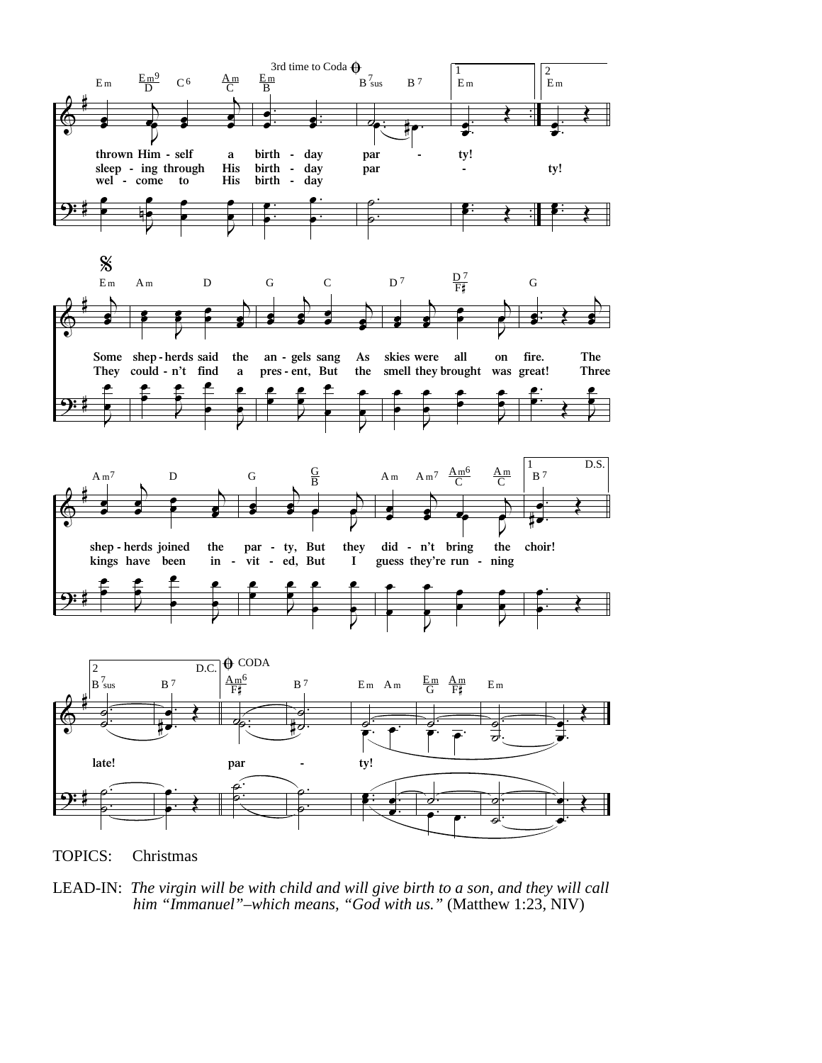thrown Him - self a birth - day par - ty!
sleep - ing through His birth - day par - ty!
wel - come to His birth - day

Some shep - herds said the an - gels sang As skies were all on fire. The
They could - n't find a pres - ent, But the smell they brought was great! Three

shep - herds joined the par - ty, But they did - n't bring the choir!
kings have been in - vit - ed, But I guess they're run - ning

late! par - ty!

TOPICS: Christmas

LEAD-IN: *The virgin will be with child and will give birth to a son, and they will call him "Immanuel"–which means, "God with us."* (Matthew 1:23, NIV)